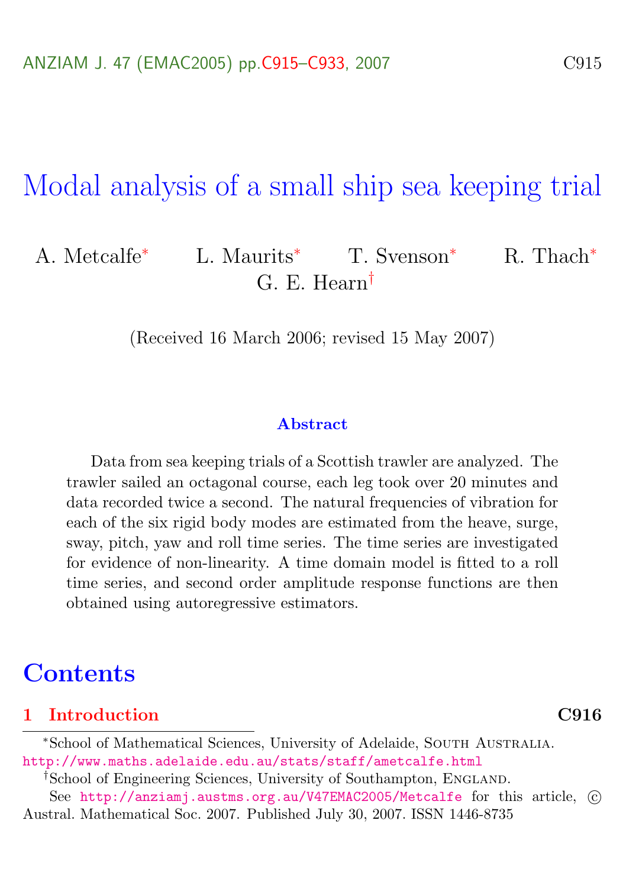# Modal analysis of a small ship sea keeping trial

A. Metcalfe[*] L. Maurits[*] T. Svenson[*] R. Thach[*] G. E. Hearn[†]

(Received 16 March 2006; revised 15 May 2007)

## Abstract

Data from sea keeping trials of a Scottish trawler are analyzed. The trawler sailed an octagonal course, each leg took over 20 minutes and data recorded twice a second. The natural frequencies of vibration for each of the six rigid body modes are estimated from the heave, surge, sway, pitch, yaw and roll time series. The time series are investigated for evidence of non-linearity. A time domain model is fitted to a roll time series, and second order amplitude response functions are then obtained using autoregressive estimators.

## Contents

**1 Introduction** **C916**

---

[*]School of Mathematical Sciences, University of Adelaide, South Australia. http://www.maths.adelaide.edu.au/stats/staff/ametcalfe.html

[†]School of Engineering Sciences, University of Southampton, England.

See http://anziamj.austms.org.au/V47EMAC2005/Metcalfe for this article, © Austral. Mathematical Soc. 2007. Published July 30, 2007. ISSN 1446-8735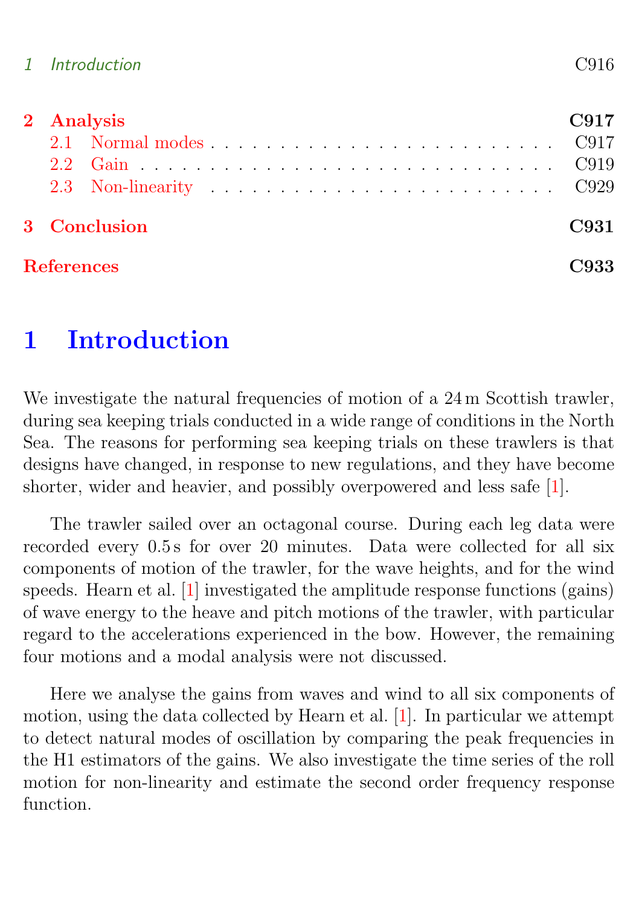1 Introduction C916

2 Analysis C917
- 2.1 Normal modes . . . . . . . . . . . . . . . . . . . . . . . . . . . C917
- 2.2 Gain . . . . . . . . . . . . . . . . . . . . . . . . . . . . . . . . C919
- 2.3 Non-linearity . . . . . . . . . . . . . . . . . . . . . . . . . . . C929

3 Conclusion C931

References C933

# 1 Introduction

We investigate the natural frequencies of motion of a 24 m Scottish trawler, during sea keeping trials conducted in a wide range of conditions in the North Sea. The reasons for performing sea keeping trials on these trawlers is that designs have changed, in response to new regulations, and they have become shorter, wider and heavier, and possibly overpowered and less safe [1].

The trawler sailed over an octagonal course. During each leg data were recorded every 0.5 s for over 20 minutes. Data were collected for all six components of motion of the trawler, for the wave heights, and for the wind speeds. Hearn et al. [1] investigated the amplitude response functions (gains) of wave energy to the heave and pitch motions of the trawler, with particular regard to the accelerations experienced in the bow. However, the remaining four motions and a modal analysis were not discussed.

Here we analyse the gains from waves and wind to all six components of motion, using the data collected by Hearn et al. [1]. In particular we attempt to detect natural modes of oscillation by comparing the peak frequencies in the H1 estimators of the gains. We also investigate the time series of the roll motion for non-linearity and estimate the second order frequency response function.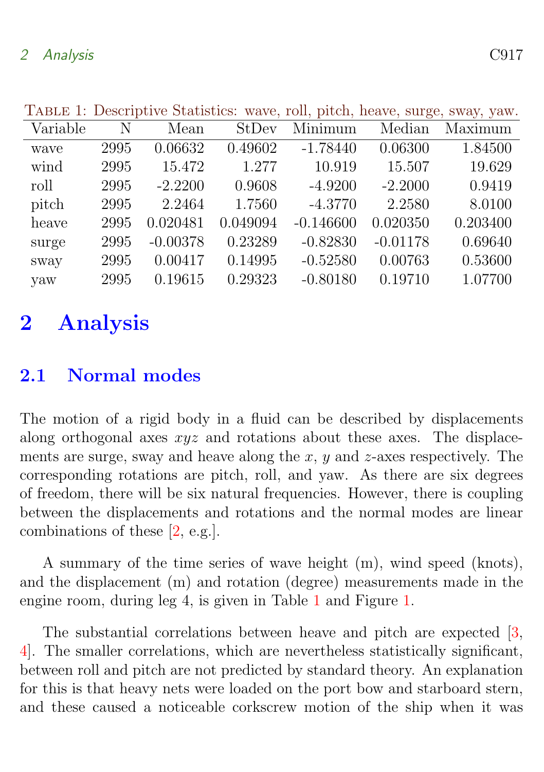Table 1: Descriptive Statistics: wave, roll, pitch, heave, surge, sway, yaw.

| Variable | N | Mean | StDev | Minimum | Median | Maximum |
|---|---|---|---|---|---|---|
| wave | 2995 | 0.06632 | 0.49602 | -1.78440 | 0.06300 | 1.84500 |
| wind | 2995 | 15.472 | 1.277 | 10.919 | 15.507 | 19.629 |
| roll | 2995 | -2.2200 | 0.9608 | -4.9200 | -2.2000 | 0.9419 |
| pitch | 2995 | 2.2464 | 1.7560 | -4.3770 | 2.2580 | 8.0100 |
| heave | 2995 | 0.020481 | 0.049094 | -0.146600 | 0.020350 | 0.203400 |
| surge | 2995 | -0.00378 | 0.23289 | -0.82830 | -0.01178 | 0.69640 |
| sway | 2995 | 0.00417 | 0.14995 | -0.52580 | 0.00763 | 0.53600 |
| yaw | 2995 | 0.19615 | 0.29323 | -0.80180 | 0.19710 | 1.07700 |

# 2 Analysis

## 2.1 Normal modes

The motion of a rigid body in a fluid can be described by displacements along orthogonal axes $xyz$ and rotations about these axes. The displacements are surge, sway and heave along the $x$, $y$ and $z$-axes respectively. The corresponding rotations are pitch, roll, and yaw. As there are six degrees of freedom, there will be six natural frequencies. However, there is coupling between the displacements and rotations and the normal modes are linear combinations of these [2, e.g.].

A summary of the time series of wave height (m), wind speed (knots), and the displacement (m) and rotation (degree) measurements made in the engine room, during leg 4, is given in Table 1 and Figure 1.

The substantial correlations between heave and pitch are expected [3, 4]. The smaller correlations, which are nevertheless statistically significant, between roll and pitch are not predicted by standard theory. An explanation for this is that heavy nets were loaded on the port bow and starboard stern, and these caused a noticeable corkscrew motion of the ship when it was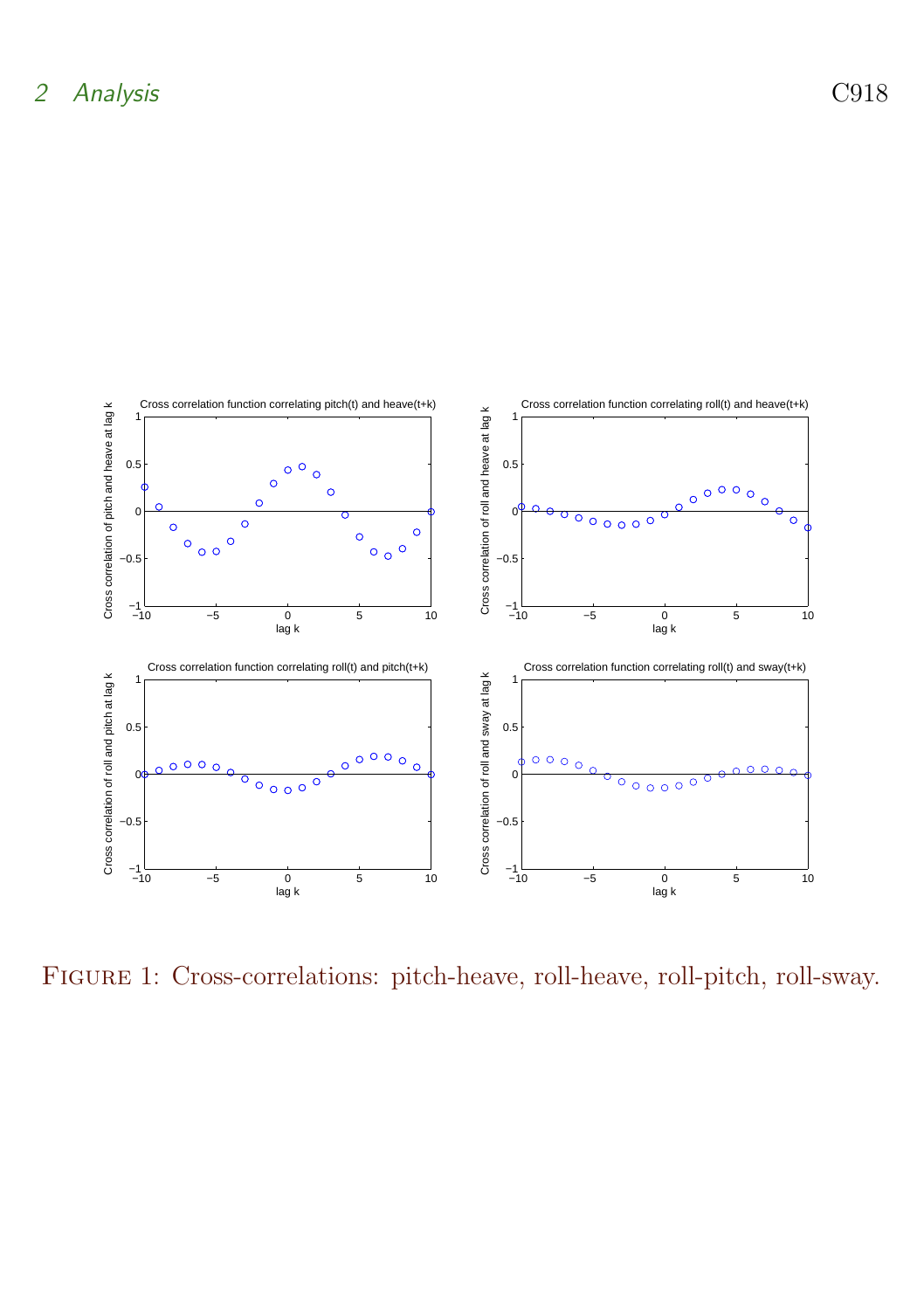Figure 1: Cross-correlations: pitch-heave, roll-heave, roll-pitch, roll-sway.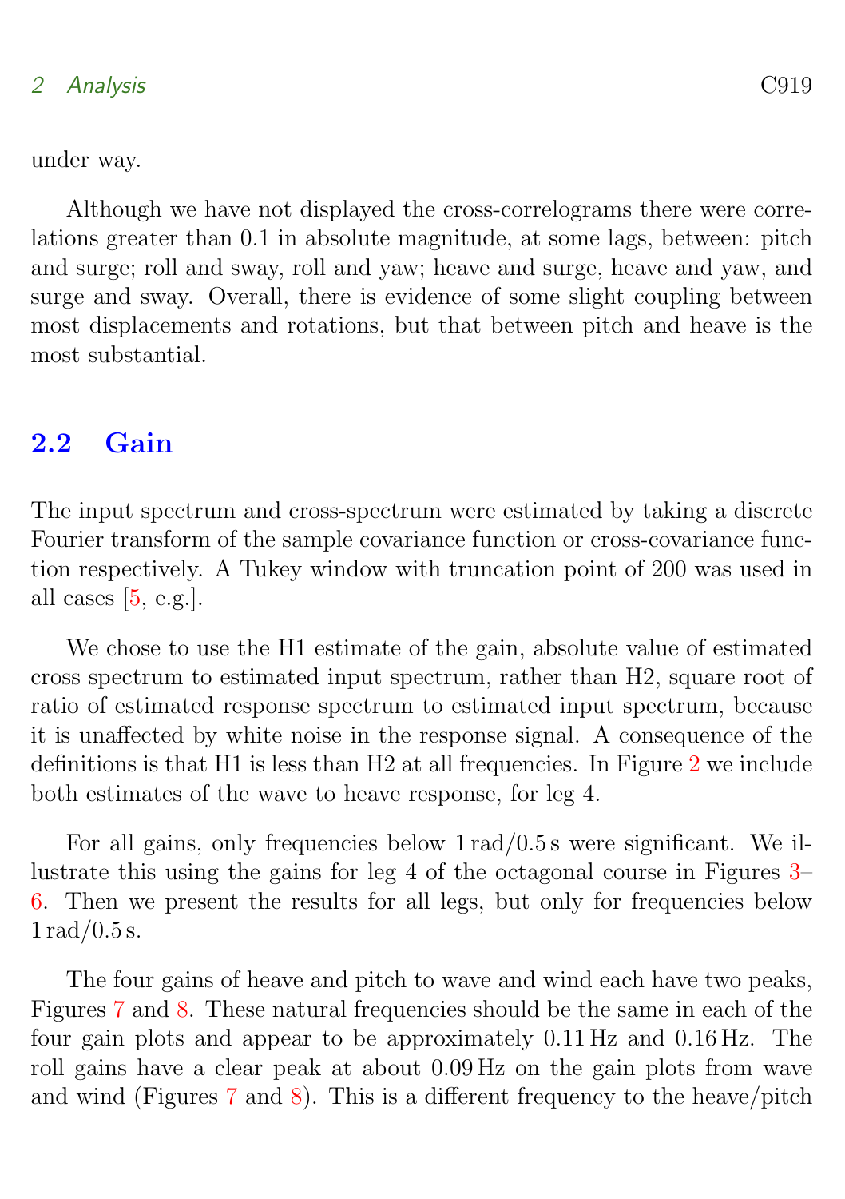under way.

Although we have not displayed the cross-correlograms there were correlations greater than 0.1 in absolute magnitude, at some lags, between: pitch and surge; roll and sway, roll and yaw; heave and surge, heave and yaw, and surge and sway. Overall, there is evidence of some slight coupling between most displacements and rotations, but that between pitch and heave is the most substantial.

## 2.2 Gain

The input spectrum and cross-spectrum were estimated by taking a discrete Fourier transform of the sample covariance function or cross-covariance function respectively. A Tukey window with truncation point of 200 was used in all cases [5, e.g.].

We chose to use the H1 estimate of the gain, absolute value of estimated cross spectrum to estimated input spectrum, rather than H2, square root of ratio of estimated response spectrum to estimated input spectrum, because it is unaffected by white noise in the response signal. A consequence of the definitions is that H1 is less than H2 at all frequencies. In Figure 2 we include both estimates of the wave to heave response, for leg 4.

For all gains, only frequencies below 1 rad/0.5 s were significant. We illustrate this using the gains for leg 4 of the octagonal course in Figures 3–6. Then we present the results for all legs, but only for frequencies below 1 rad/0.5 s.

The four gains of heave and pitch to wave and wind each have two peaks, Figures 7 and 8. These natural frequencies should be the same in each of the four gain plots and appear to be approximately 0.11 Hz and 0.16 Hz. The roll gains have a clear peak at about 0.09 Hz on the gain plots from wave and wind (Figures 7 and 8). This is a different frequency to the heave/pitch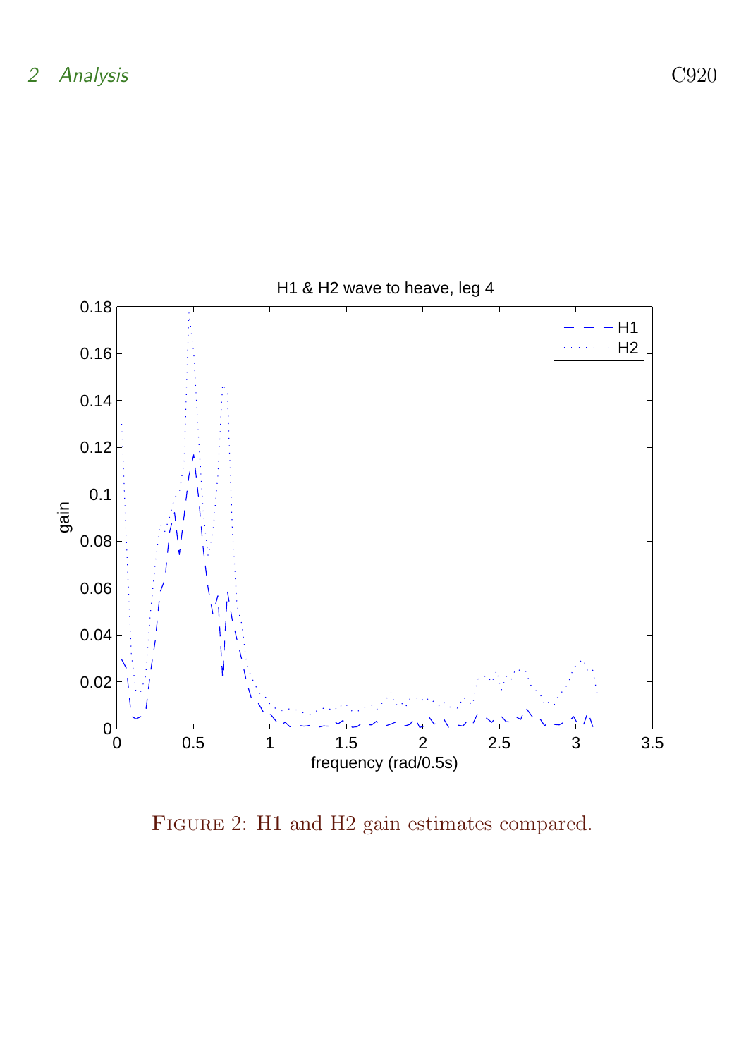FIGURE 2: H1 and H2 gain estimates compared.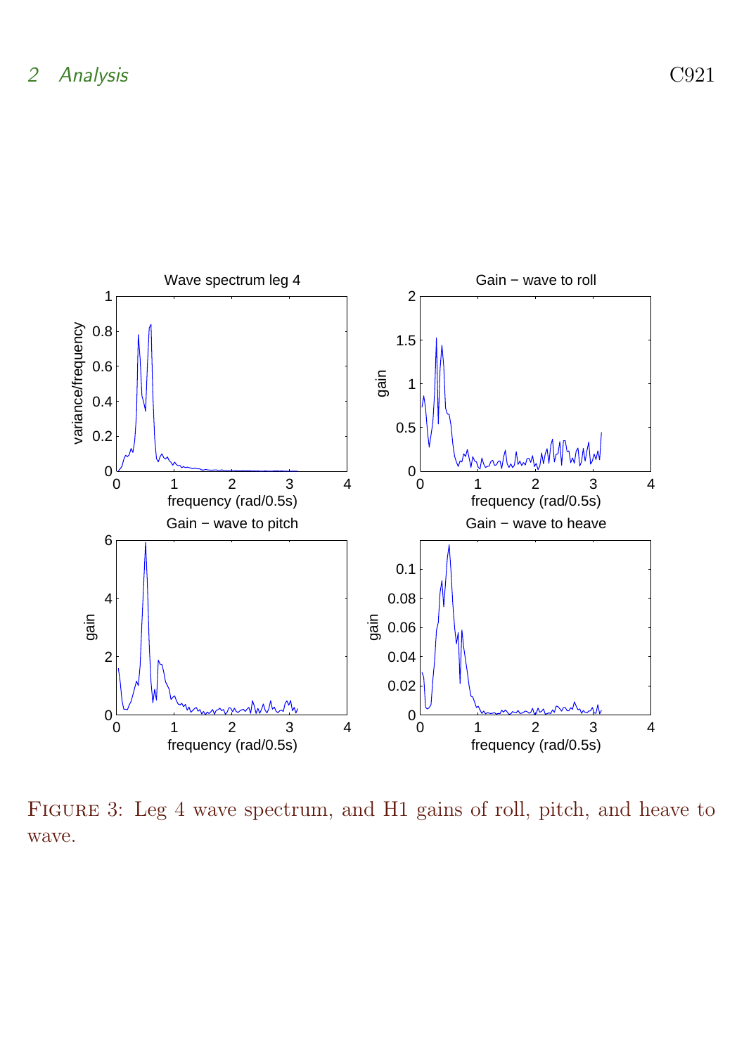FIGURE 3: Leg 4 wave spectrum, and H1 gains of roll, pitch, and heave to wave.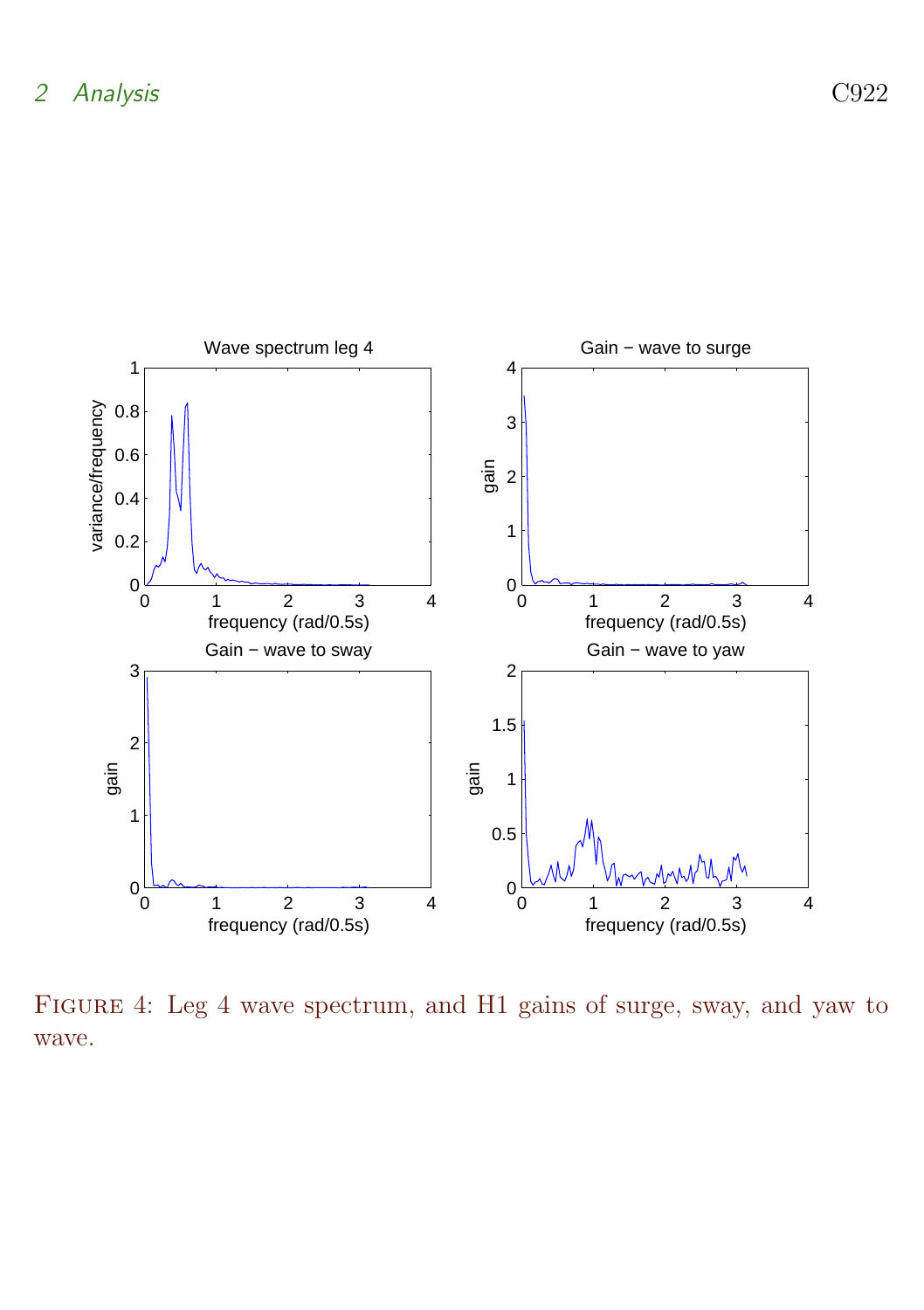Figure 4: Leg 4 wave spectrum, and H1 gains of surge, sway, and yaw to wave.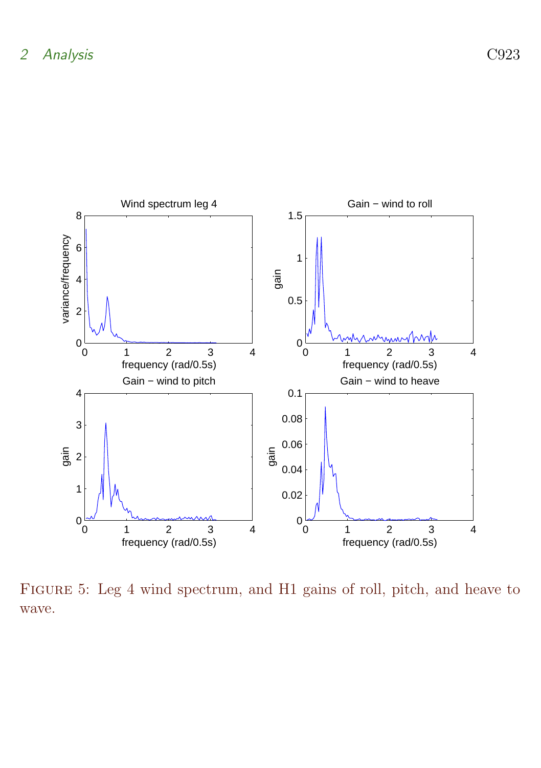FIGURE 5: Leg 4 wind spectrum, and H1 gains of roll, pitch, and heave to wave.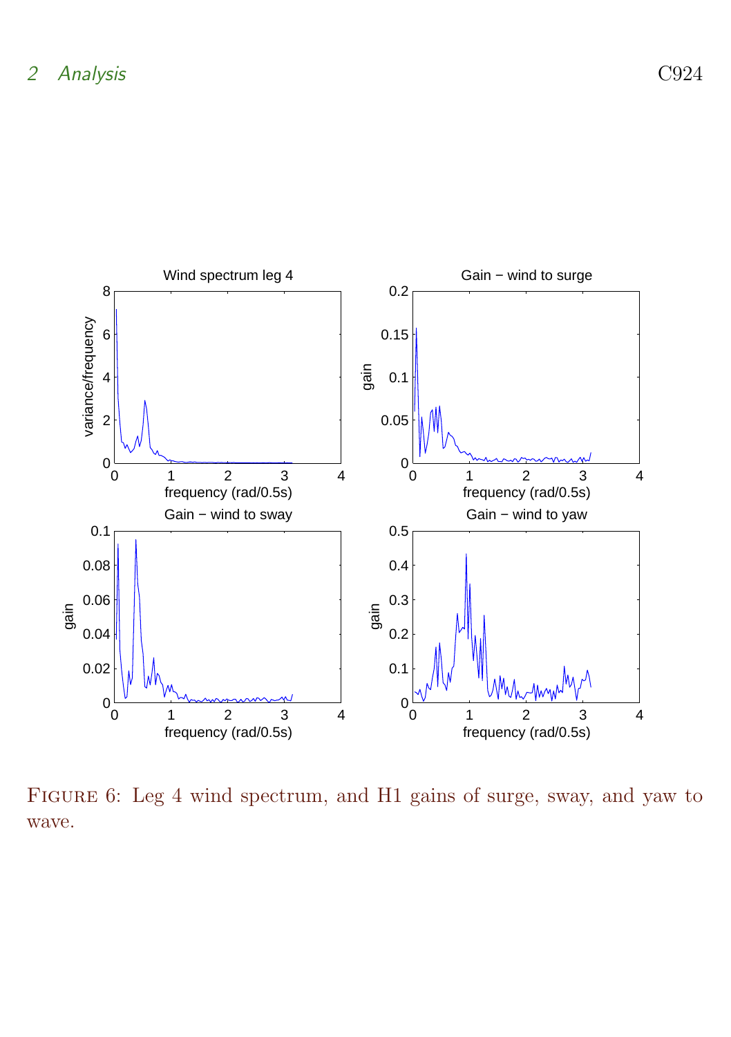Figure 6: Leg 4 wind spectrum, and H1 gains of surge, sway, and yaw to wave.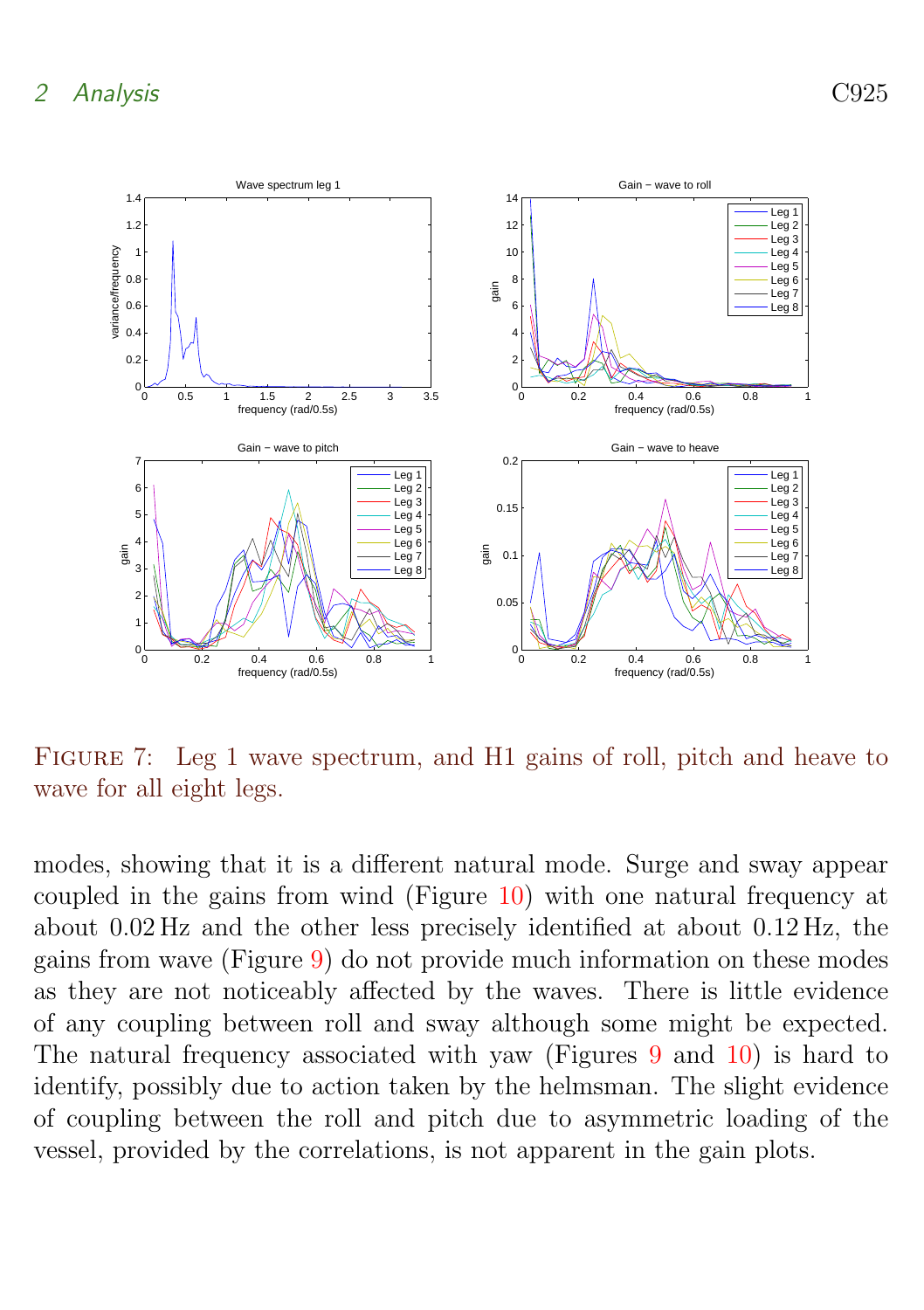Figure 7: Leg 1 wave spectrum, and H1 gains of roll, pitch and heave to wave for all eight legs.

modes, showing that it is a different natural mode. Surge and sway appear coupled in the gains from wind (Figure 10) with one natural frequency at about 0.02 Hz and the other less precisely identified at about 0.12 Hz, the gains from wave (Figure 9) do not provide much information on these modes as they are not noticeably affected by the waves. There is little evidence of any coupling between roll and sway although some might be expected. The natural frequency associated with yaw (Figures 9 and 10) is hard to identify, possibly due to action taken by the helmsman. The slight evidence of coupling between the roll and pitch due to asymmetric loading of the vessel, provided by the correlations, is not apparent in the gain plots.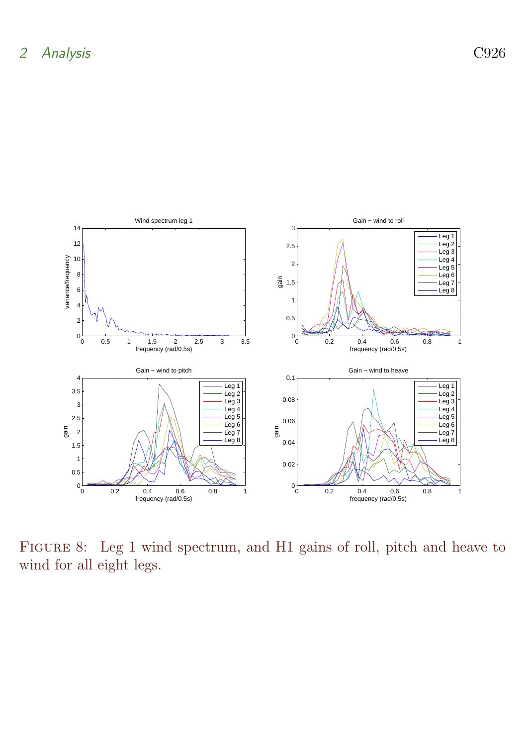Figure 8: Leg 1 wind spectrum, and H1 gains of roll, pitch and heave to wind for all eight legs.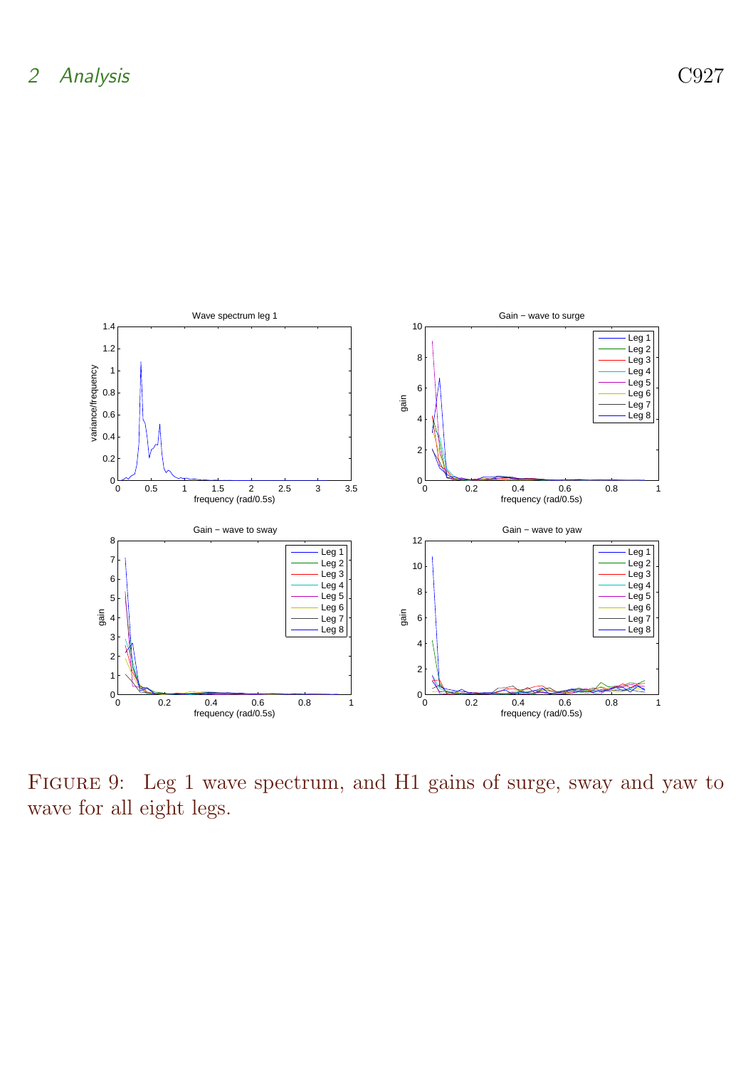FIGURE 9: Leg 1 wave spectrum, and H1 gains of surge, sway and yaw to wave for all eight legs.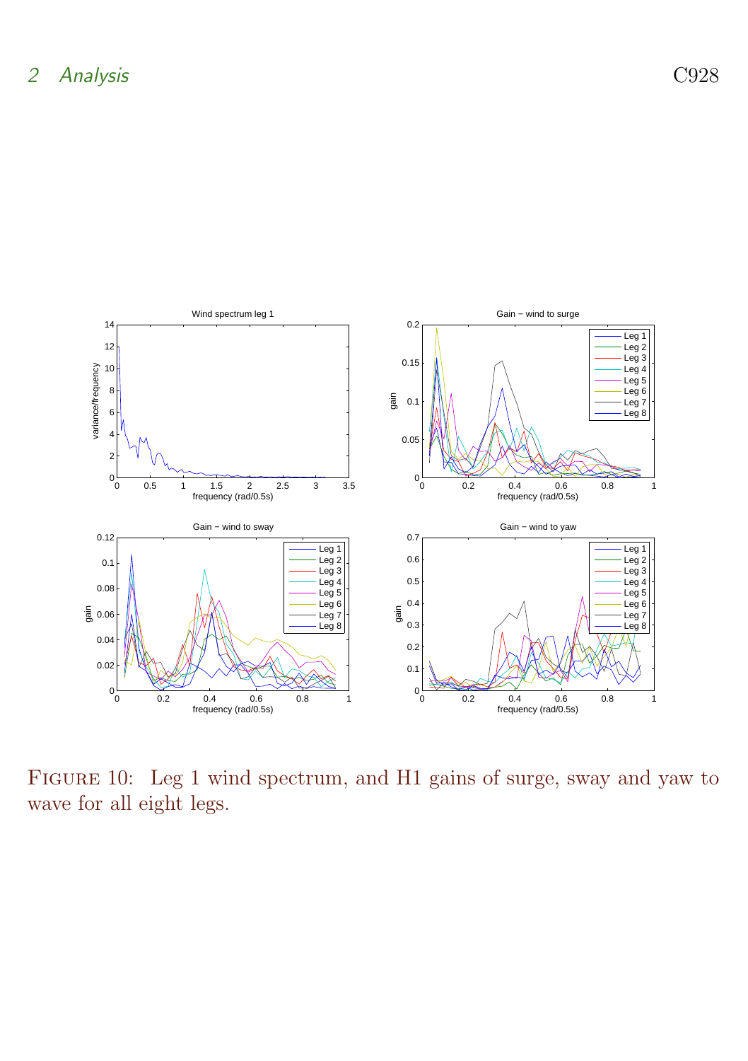Figure 10: Leg 1 wind spectrum, and H1 gains of surge, sway and yaw to wave for all eight legs.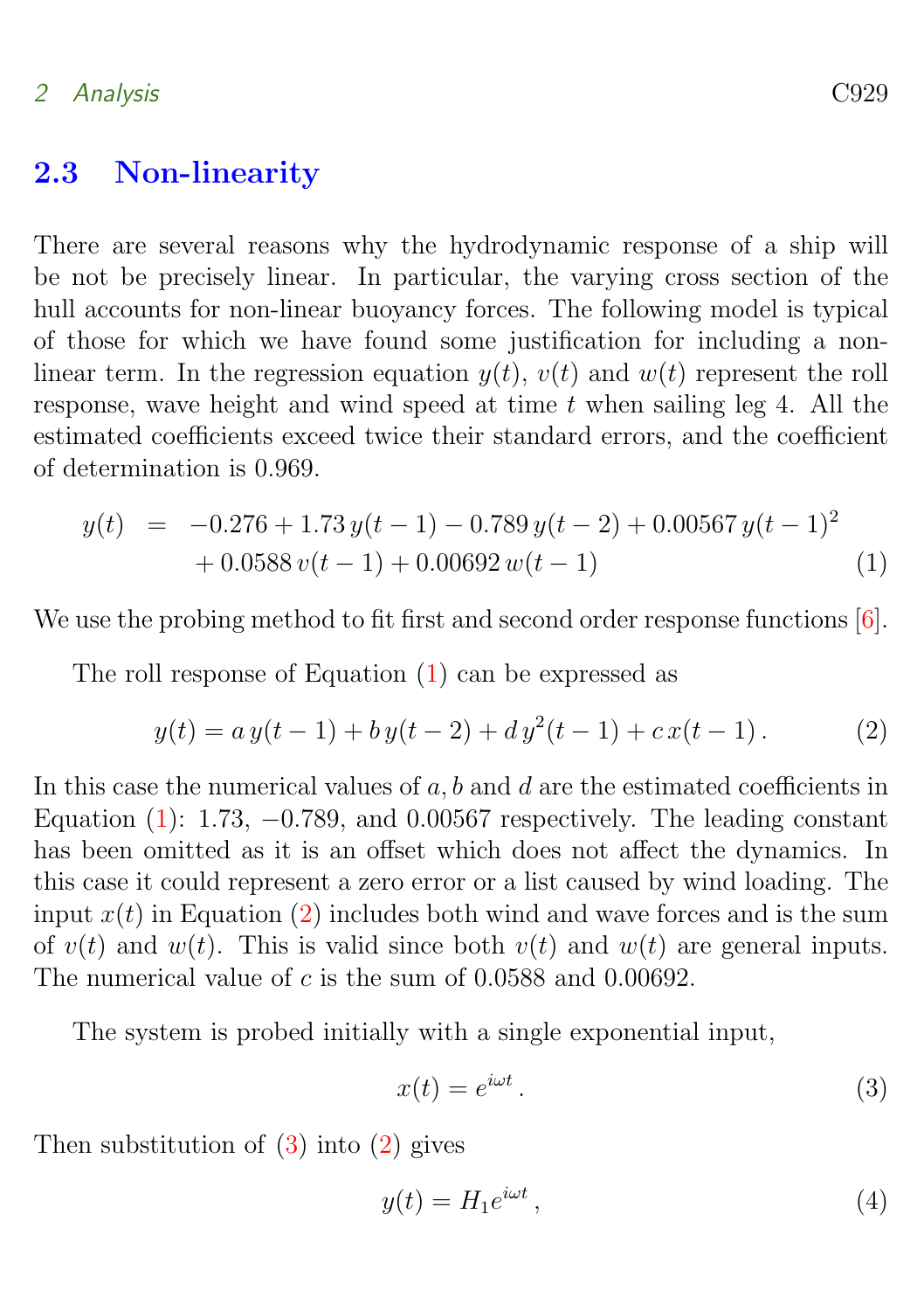### 2.3 Non-linearity

There are several reasons why the hydrodynamic response of a ship will be not be precisely linear. In particular, the varying cross section of the hull accounts for non-linear buoyancy forces. The following model is typical of those for which we have found some justification for including a non-linear term. In the regression equation $y(t)$, $v(t)$ and $w(t)$ represent the roll response, wave height and wind speed at time $t$ when sailing leg 4. All the estimated coefficients exceed twice their standard errors, and the coefficient of determination is 0.969.

$$\begin{aligned} y(t) \;=\; & -0.276 + 1.73\, y(t-1) - 0.789\, y(t-2) + 0.00567\, y(t-1)^2 \\ & + 0.0588\, v(t-1) + 0.00692\, w(t-1) \end{aligned} \tag{1}$$

We use the probing method to fit first and second order response functions [6].

The roll response of Equation (1) can be expressed as

$$y(t) = a\, y(t-1) + b\, y(t-2) + d\, y^2(t-1) + c\, x(t-1)\,. \tag{2}$$

In this case the numerical values of $a, b$ and $d$ are the estimated coefficients in Equation (1): 1.73, $-0.789$, and 0.00567 respectively. The leading constant has been omitted as it is an offset which does not affect the dynamics. In this case it could represent a zero error or a list caused by wind loading. The input $x(t)$ in Equation (2) includes both wind and wave forces and is the sum of $v(t)$ and $w(t)$. This is valid since both $v(t)$ and $w(t)$ are general inputs. The numerical value of $c$ is the sum of 0.0588 and 0.00692.

The system is probed initially with a single exponential input,

$$x(t) = e^{i\omega t}\,. \tag{3}$$

Then substitution of (3) into (2) gives

$$y(t) = H_1 e^{i\omega t}\,, \tag{4}$$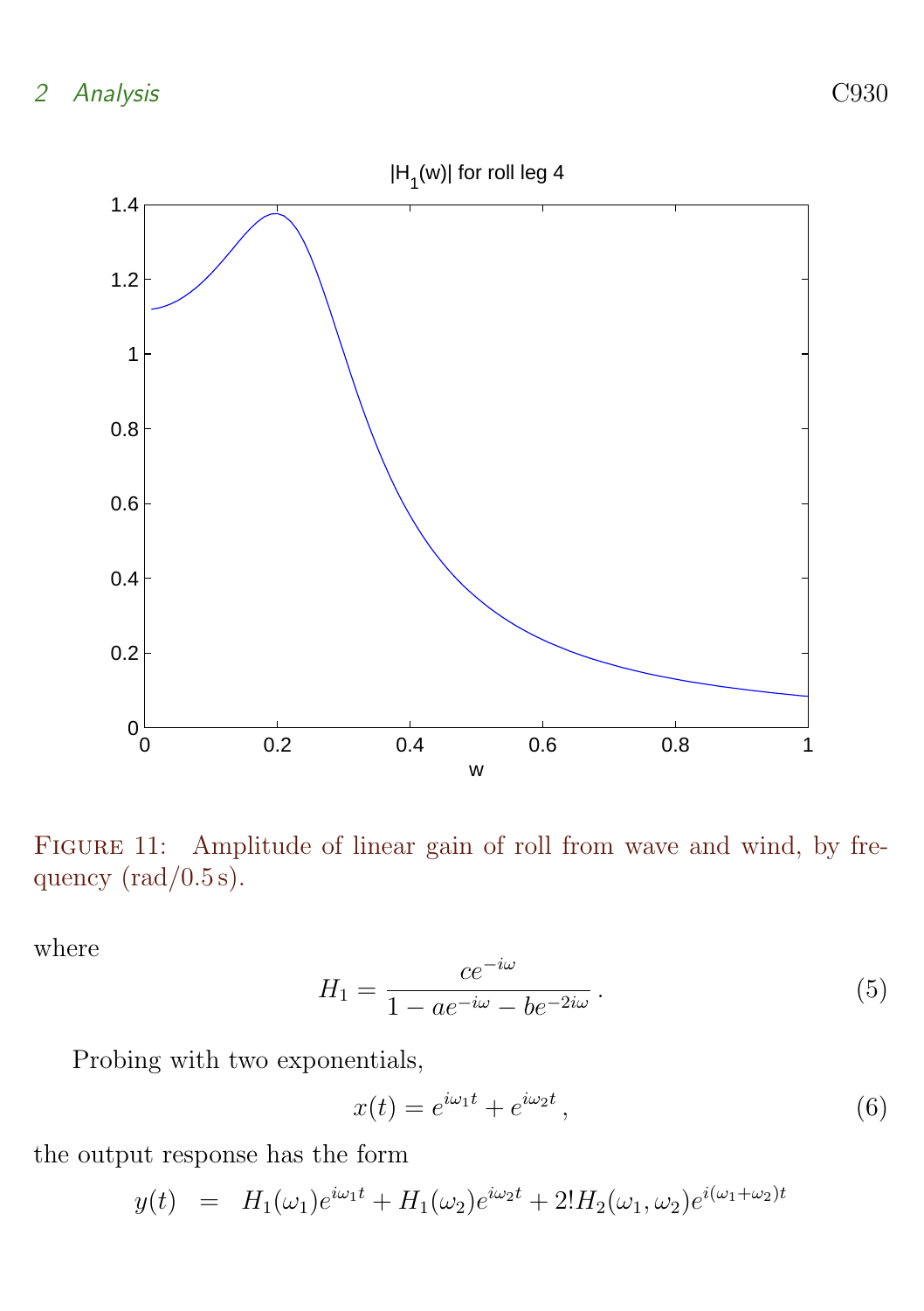Figure 11: Amplitude of linear gain of roll from wave and wind, by frequency (rad/0.5 s).

where

$$H_1 = \frac{ce^{-i\omega}}{1 - ae^{-i\omega} - be^{-2i\omega}}\,. \tag{5}$$

Probing with two exponentials,

$$x(t) = e^{i\omega_1 t} + e^{i\omega_2 t}\,, \tag{6}$$

the output response has the form

$$y(t) \;\; = \;\; H_1(\omega_1)e^{i\omega_1 t} + H_1(\omega_2)e^{i\omega_2 t} + 2!H_2(\omega_1,\omega_2)e^{i(\omega_1+\omega_2)t}$$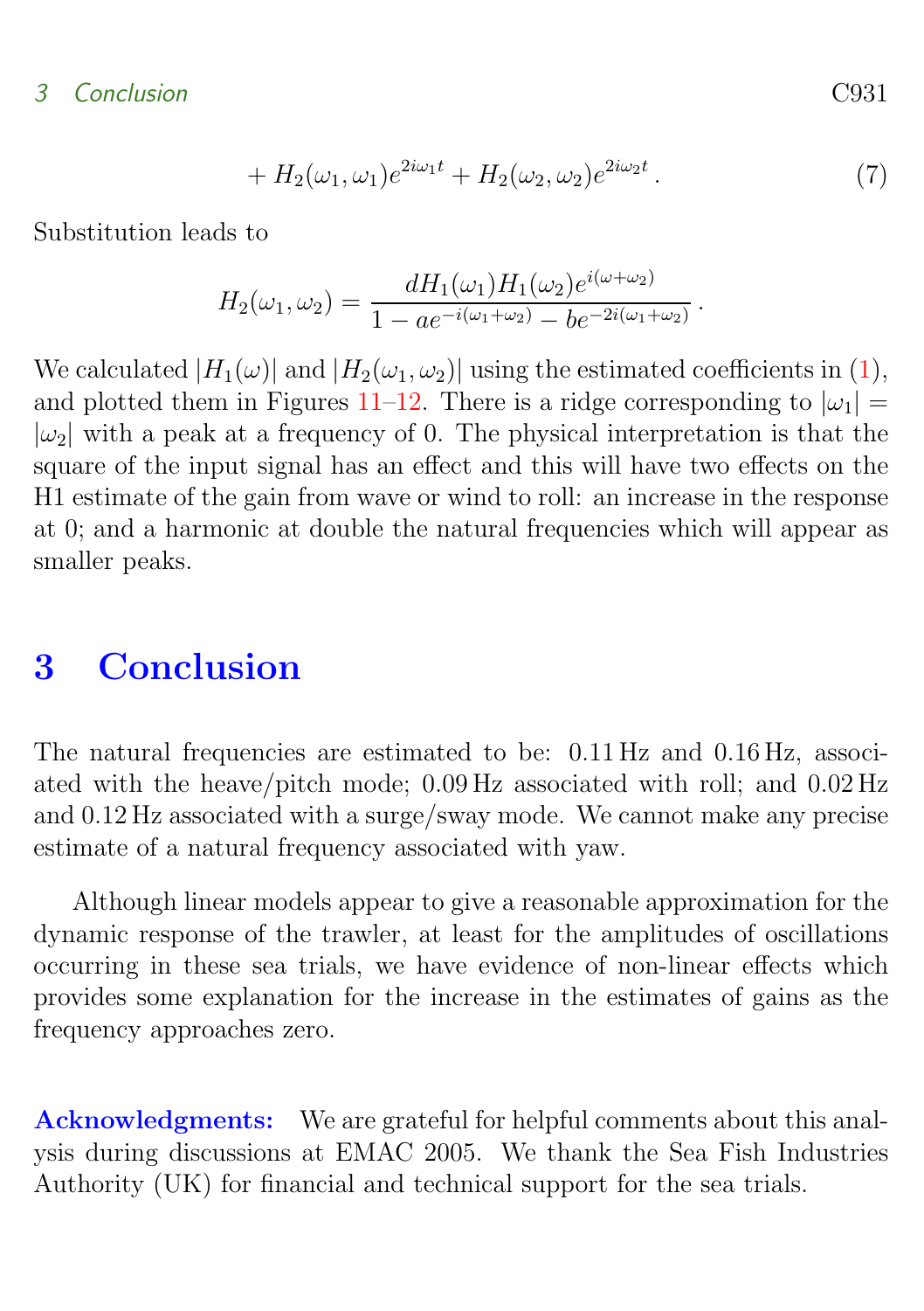$$+ H_2(\omega_1, \omega_1)e^{2i\omega_1 t} + H_2(\omega_2, \omega_2)e^{2i\omega_2 t} \,. \tag{7}$$

Substitution leads to

$$H_2(\omega_1, \omega_2) = \frac{dH_1(\omega_1)H_1(\omega_2)e^{i(\omega+\omega_2)}}{1 - ae^{-i(\omega_1+\omega_2)} - be^{-2i(\omega_1+\omega_2)}} \,.$$

We calculated $|H_1(\omega)|$ and $|H_2(\omega_1, \omega_2)|$ using the estimated coefficients in (1), and plotted them in Figures 11–12. There is a ridge corresponding to $|\omega_1| = |\omega_2|$ with a peak at a frequency of 0. The physical interpretation is that the square of the input signal has an effect and this will have two effects on the H1 estimate of the gain from wave or wind to roll: an increase in the response at 0; and a harmonic at double the natural frequencies which will appear as smaller peaks.

# 3 Conclusion

The natural frequencies are estimated to be: 0.11 Hz and 0.16 Hz, associated with the heave/pitch mode; 0.09 Hz associated with roll; and 0.02 Hz and 0.12 Hz associated with a surge/sway mode. We cannot make any precise estimate of a natural frequency associated with yaw.

Although linear models appear to give a reasonable approximation for the dynamic response of the trawler, at least for the amplitudes of oscillations occurring in these sea trials, we have evidence of non-linear effects which provides some explanation for the increase in the estimates of gains as the frequency approaches zero.

**Acknowledgments:** We are grateful for helpful comments about this analysis during discussions at EMAC 2005. We thank the Sea Fish Industries Authority (UK) for financial and technical support for the sea trials.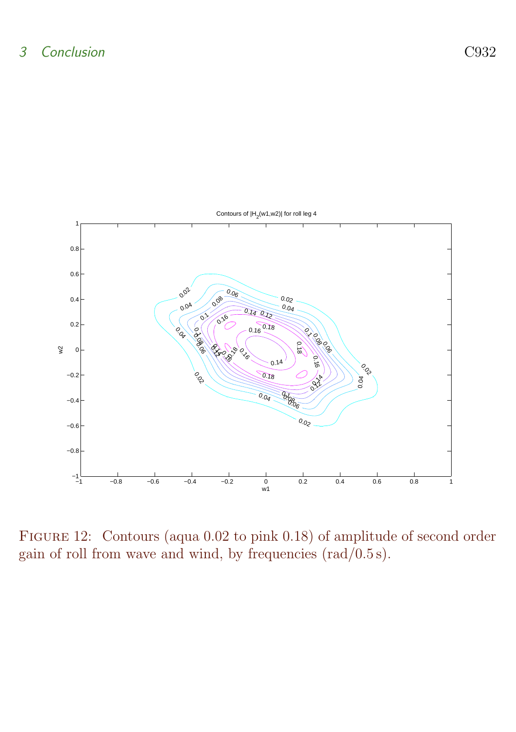FIGURE 12: Contours (aqua 0.02 to pink 0.18) of amplitude of second order gain of roll from wave and wind, by frequencies (rad/0.5 s).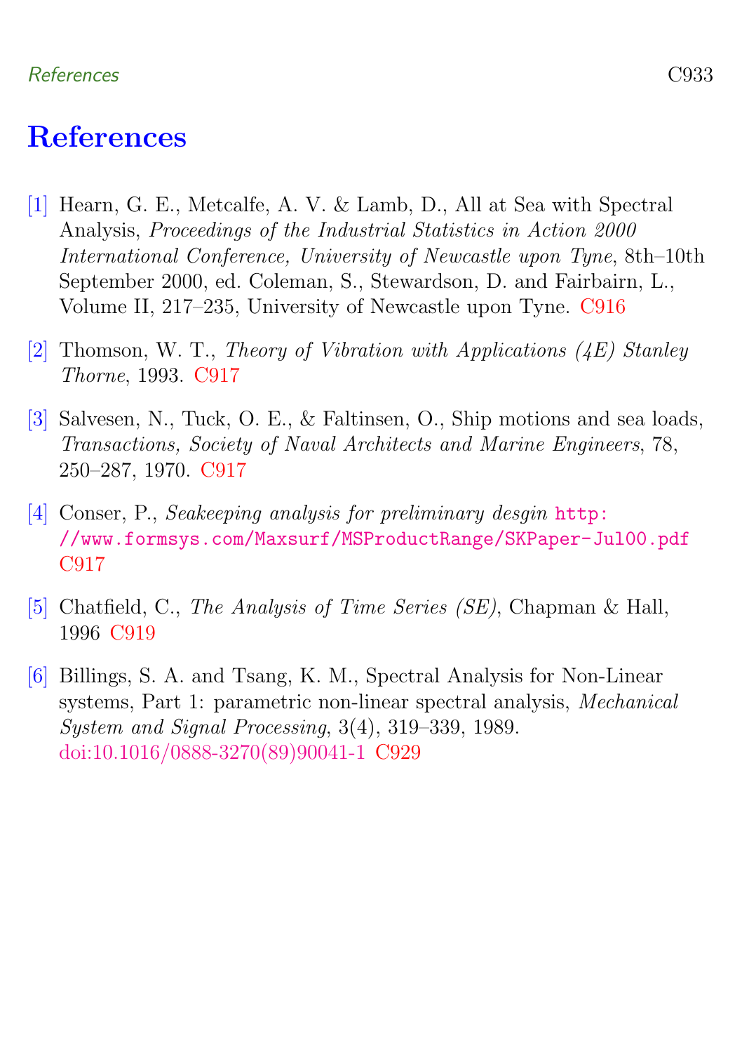# References

[1] Hearn, G. E., Metcalfe, A. V. & Lamb, D., All at Sea with Spectral Analysis, *Proceedings of the Industrial Statistics in Action 2000 International Conference, University of Newcastle upon Tyne*, 8th–10th September 2000, ed. Coleman, S., Stewardson, D. and Fairbairn, L., Volume II, 217–235, University of Newcastle upon Tyne. C916

[2] Thomson, W. T., *Theory of Vibration with Applications (4E) Stanley Thorne*, 1993. C917

[3] Salvesen, N., Tuck, O. E., & Faltinsen, O., Ship motions and sea loads, *Transactions, Society of Naval Architects and Marine Engineers*, 78, 250–287, 1970. C917

[4] Conser, P., *Seakeeping analysis for preliminary desgin* http://www.formsys.com/Maxsurf/MSProductRange/SKPaper-Jul00.pdf C917

[5] Chatfield, C., *The Analysis of Time Series (SE)*, Chapman & Hall, 1996 C919

[6] Billings, S. A. and Tsang, K. M., Spectral Analysis for Non-Linear systems, Part 1: parametric non-linear spectral analysis, *Mechanical System and Signal Processing*, 3(4), 319–339, 1989. doi:10.1016/0888-3270(89)90041-1 C929